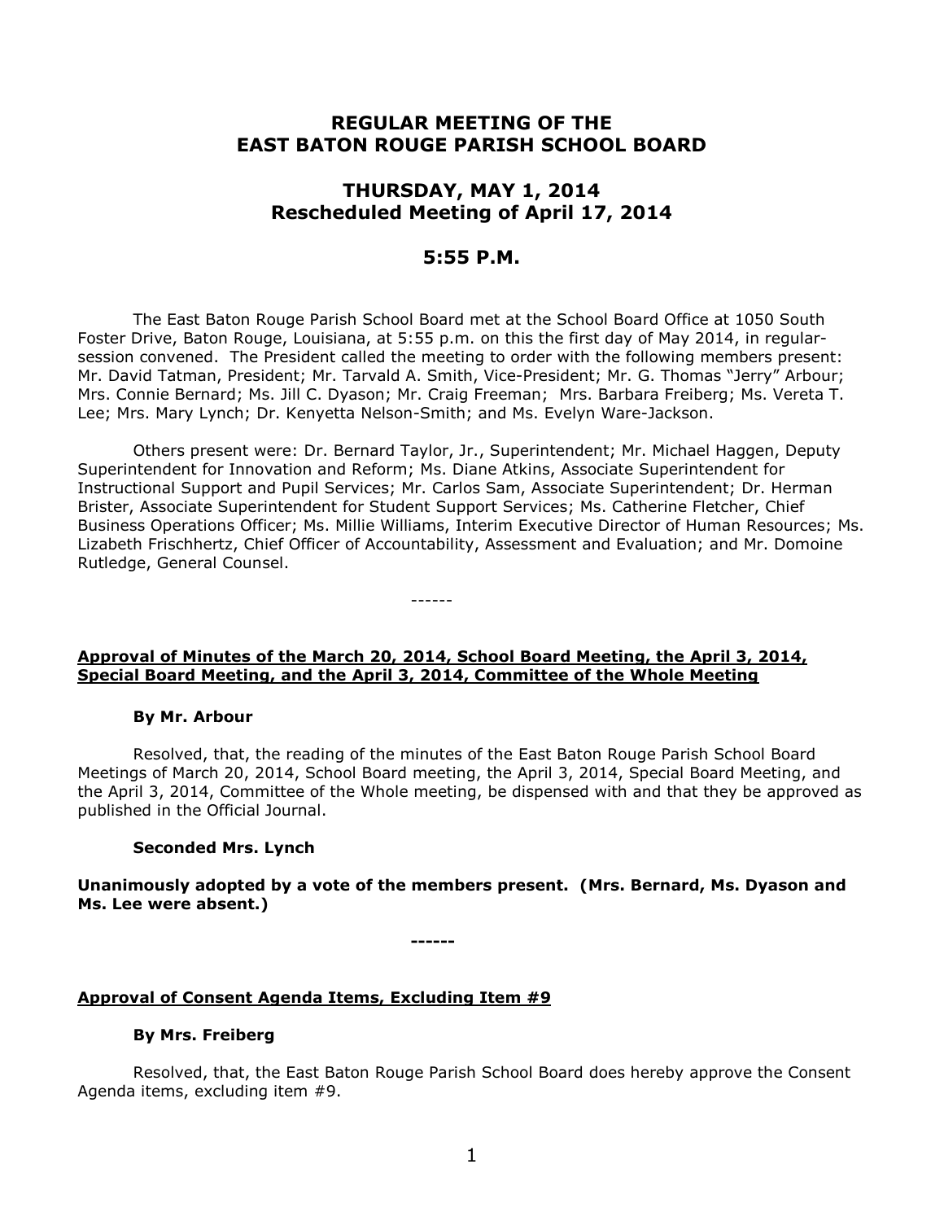# REGULAR MEETING OF THE EAST BATON ROUGE PARISH SCHOOL BOARD

## THURSDAY, MAY 1, 2014
## Rescheduled Meeting of April 17, 2014

## 5:55 P.M.

The East Baton Rouge Parish School Board met at the School Board Office at 1050 South Foster Drive, Baton Rouge, Louisiana, at 5:55 p.m. on this the first day of May 2014, in regular-session convened. The President called the meeting to order with the following members present: Mr. David Tatman, President; Mr. Tarvald A. Smith, Vice-President; Mr. G. Thomas "Jerry" Arbour; Mrs. Connie Bernard; Ms. Jill C. Dyason; Mr. Craig Freeman; Mrs. Barbara Freiberg; Ms. Vereta T. Lee; Mrs. Mary Lynch; Dr. Kenyetta Nelson-Smith; and Ms. Evelyn Ware-Jackson.

Others present were: Dr. Bernard Taylor, Jr., Superintendent; Mr. Michael Haggen, Deputy Superintendent for Innovation and Reform; Ms. Diane Atkins, Associate Superintendent for Instructional Support and Pupil Services; Mr. Carlos Sam, Associate Superintendent; Dr. Herman Brister, Associate Superintendent for Student Support Services; Ms. Catherine Fletcher, Chief Business Operations Officer; Ms. Millie Williams, Interim Executive Director of Human Resources; Ms. Lizabeth Frischhertz, Chief Officer of Accountability, Assessment and Evaluation; and Mr. Domoine Rutledge, General Counsel.

------

**Approval of Minutes of the March 20, 2014, School Board Meeting, the April 3, 2014, Special Board Meeting, and the April 3, 2014, Committee of the Whole Meeting**

**By Mr. Arbour**

Resolved, that, the reading of the minutes of the East Baton Rouge Parish School Board Meetings of March 20, 2014, School Board meeting, the April 3, 2014, Special Board Meeting, and the April 3, 2014, Committee of the Whole meeting, be dispensed with and that they be approved as published in the Official Journal.

**Seconded Mrs. Lynch**

**Unanimously adopted by a vote of the members present. (Mrs. Bernard, Ms. Dyason and Ms. Lee were absent.)**

**------**

**Approval of Consent Agenda Items, Excluding Item #9**

**By Mrs. Freiberg**

Resolved, that, the East Baton Rouge Parish School Board does hereby approve the Consent Agenda items, excluding item #9.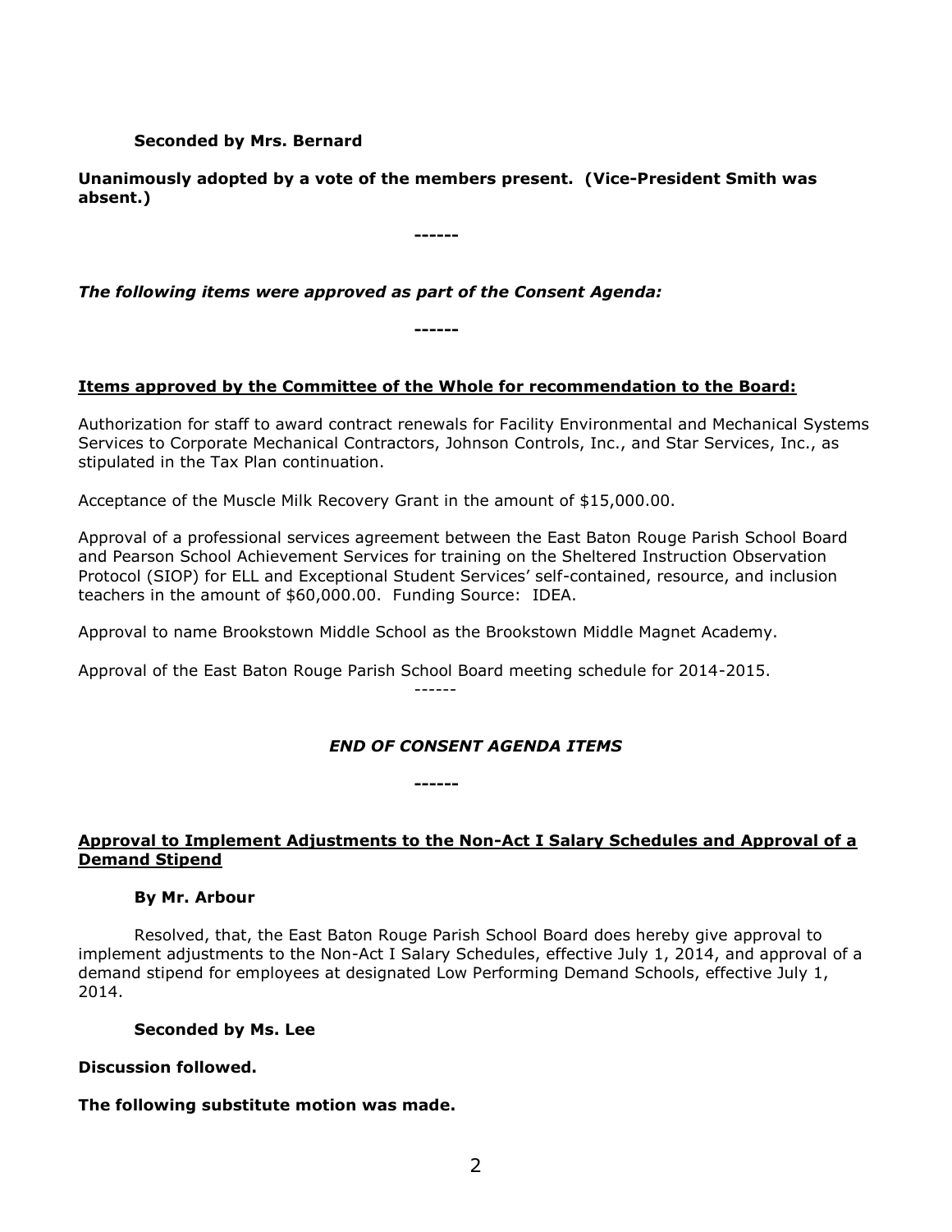**Seconded by Mrs. Bernard**

**Unanimously adopted by a vote of the members present. (Vice-President Smith was absent.)**

**------**

***The following items were approved as part of the Consent Agenda:***

**------**

**Items approved by the Committee of the Whole for recommendation to the Board:**

Authorization for staff to award contract renewals for Facility Environmental and Mechanical Systems Services to Corporate Mechanical Contractors, Johnson Controls, Inc., and Star Services, Inc., as stipulated in the Tax Plan continuation.

Acceptance of the Muscle Milk Recovery Grant in the amount of $15,000.00.

Approval of a professional services agreement between the East Baton Rouge Parish School Board and Pearson School Achievement Services for training on the Sheltered Instruction Observation Protocol (SIOP) for ELL and Exceptional Student Services' self-contained, resource, and inclusion teachers in the amount of $60,000.00. Funding Source: IDEA.

Approval to name Brookstown Middle School as the Brookstown Middle Magnet Academy.

Approval of the East Baton Rouge Parish School Board meeting schedule for 2014-2015.

------

***END OF CONSENT AGENDA ITEMS***

**------**

**Approval to Implement Adjustments to the Non-Act I Salary Schedules and Approval of a Demand Stipend**

**By Mr. Arbour**

Resolved, that, the East Baton Rouge Parish School Board does hereby give approval to implement adjustments to the Non-Act I Salary Schedules, effective July 1, 2014, and approval of a demand stipend for employees at designated Low Performing Demand Schools, effective July 1, 2014.

**Seconded by Ms. Lee**

**Discussion followed.**

**The following substitute motion was made.**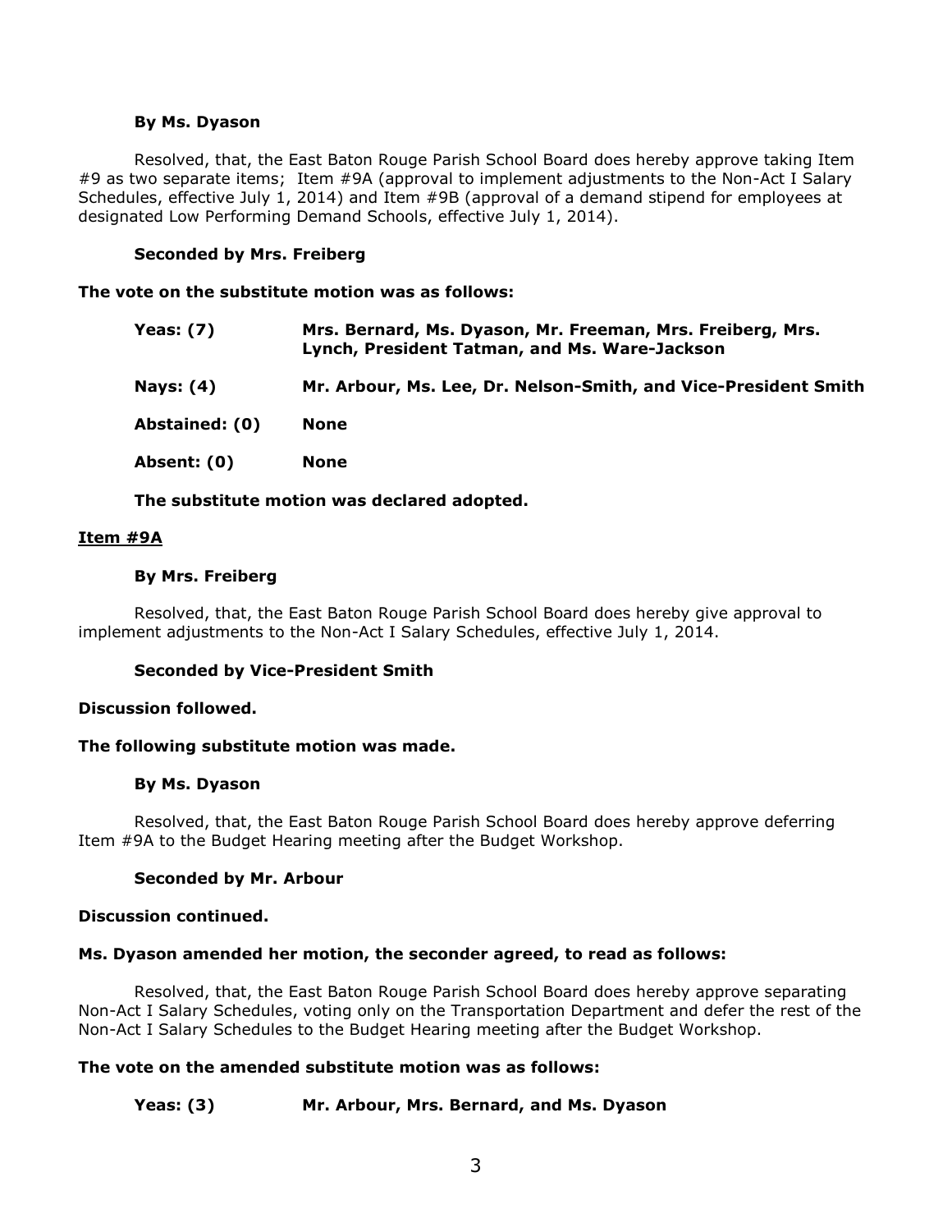**By Ms. Dyason**

Resolved, that, the East Baton Rouge Parish School Board does hereby approve taking Item #9 as two separate items; Item #9A (approval to implement adjustments to the Non-Act I Salary Schedules, effective July 1, 2014) and Item #9B (approval of a demand stipend for employees at designated Low Performing Demand Schools, effective July 1, 2014).

**Seconded by Mrs. Freiberg**

**The vote on the substitute motion was as follows:**

| | |
|---|---|
| **Yeas: (7)** | **Mrs. Bernard, Ms. Dyason, Mr. Freeman, Mrs. Freiberg, Mrs. Lynch, President Tatman, and Ms. Ware-Jackson** |
| **Nays: (4)** | **Mr. Arbour, Ms. Lee, Dr. Nelson-Smith, and Vice-President Smith** |
| **Abstained: (0)** | **None** |
| **Absent: (0)** | **None** |

**The substitute motion was declared adopted.**

**Item #9A**

**By Mrs. Freiberg**

Resolved, that, the East Baton Rouge Parish School Board does hereby give approval to implement adjustments to the Non-Act I Salary Schedules, effective July 1, 2014.

**Seconded by Vice-President Smith**

**Discussion followed.**

**The following substitute motion was made.**

**By Ms. Dyason**

Resolved, that, the East Baton Rouge Parish School Board does hereby approve deferring Item #9A to the Budget Hearing meeting after the Budget Workshop.

**Seconded by Mr. Arbour**

**Discussion continued.**

**Ms. Dyason amended her motion, the seconder agreed, to read as follows:**

Resolved, that, the East Baton Rouge Parish School Board does hereby approve separating Non-Act I Salary Schedules, voting only on the Transportation Department and defer the rest of the Non-Act I Salary Schedules to the Budget Hearing meeting after the Budget Workshop.

**The vote on the amended substitute motion was as follows:**

| | |
|---|---|
| **Yeas: (3)** | **Mr. Arbour, Mrs. Bernard, and Ms. Dyason** |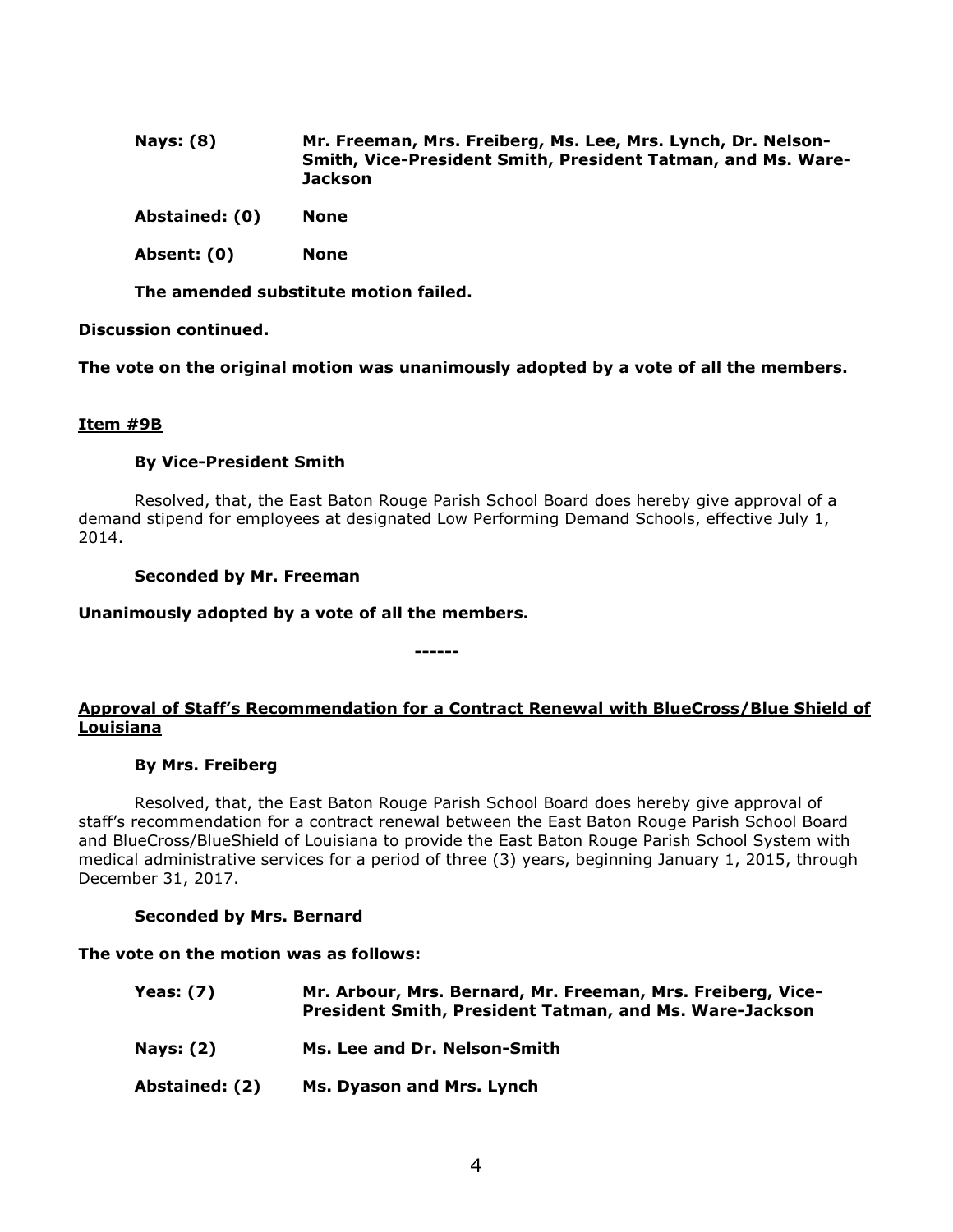| | |
|---|---|
| **Nays: (8)** | **Mr. Freeman, Mrs. Freiberg, Ms. Lee, Mrs. Lynch, Dr. Nelson-Smith, Vice-President Smith, President Tatman, and Ms. Ware-Jackson** |
| **Abstained: (0)** | **None** |
| **Absent: (0)** | **None** |

**The amended substitute motion failed.**

**Discussion continued.**

**The vote on the original motion was unanimously adopted by a vote of all the members.**

**Item #9B**

**By Vice-President Smith**

Resolved, that, the East Baton Rouge Parish School Board does hereby give approval of a demand stipend for employees at designated Low Performing Demand Schools, effective July 1, 2014.

**Seconded by Mr. Freeman**

**Unanimously adopted by a vote of all the members.**

**------**

**Approval of Staff's Recommendation for a Contract Renewal with BlueCross/Blue Shield of Louisiana**

**By Mrs. Freiberg**

Resolved, that, the East Baton Rouge Parish School Board does hereby give approval of staff's recommendation for a contract renewal between the East Baton Rouge Parish School Board and BlueCross/BlueShield of Louisiana to provide the East Baton Rouge Parish School System with medical administrative services for a period of three (3) years, beginning January 1, 2015, through December 31, 2017.

**Seconded by Mrs. Bernard**

**The vote on the motion was as follows:**

| | |
|---|---|
| **Yeas: (7)** | **Mr. Arbour, Mrs. Bernard, Mr. Freeman, Mrs. Freiberg, Vice-President Smith, President Tatman, and Ms. Ware-Jackson** |
| **Nays: (2)** | **Ms. Lee and Dr. Nelson-Smith** |
| **Abstained: (2)** | **Ms. Dyason and Mrs. Lynch** |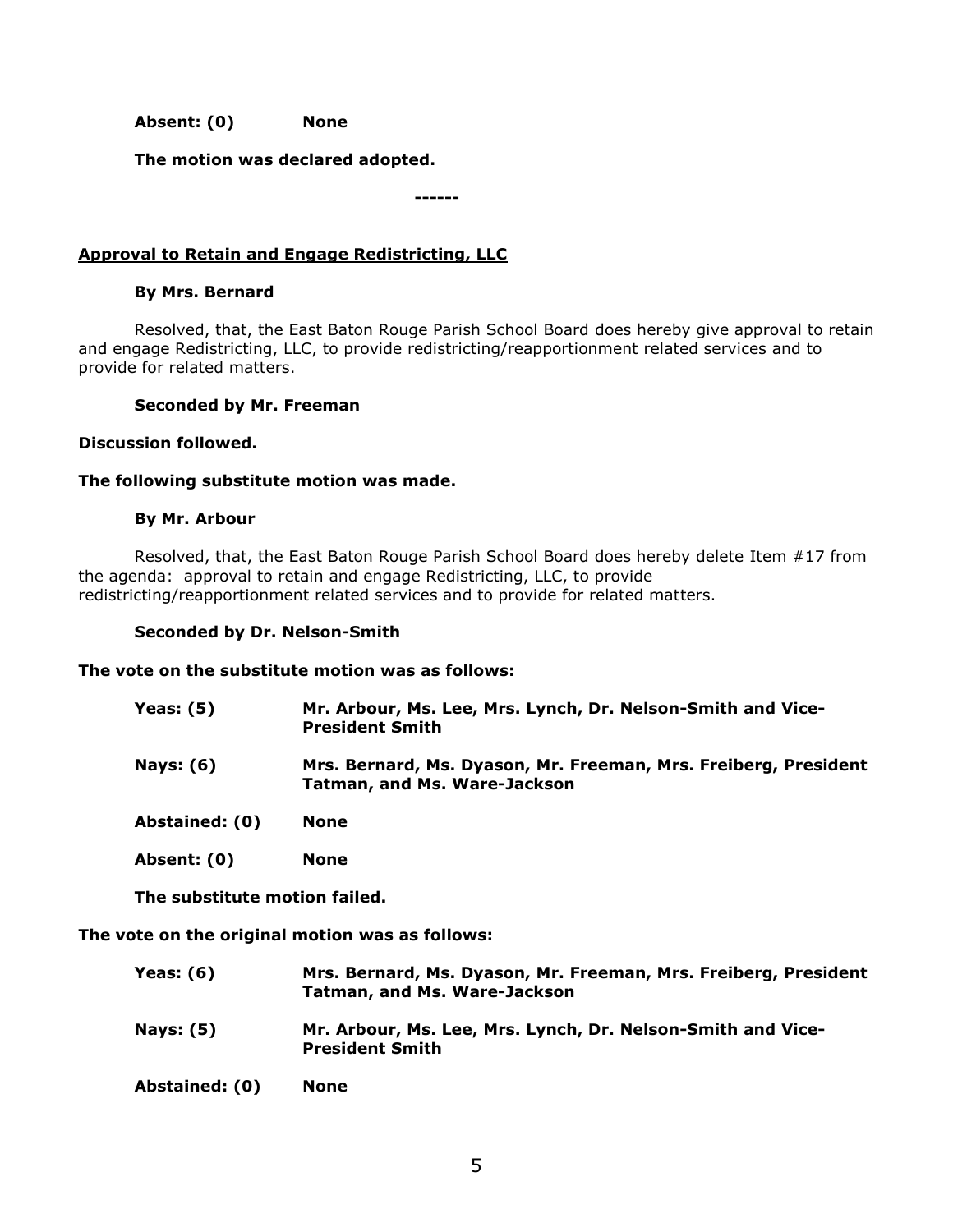**Absent: (0)** **None**

**The motion was declared adopted.**

**------**

**<u>Approval to Retain and Engage Redistricting, LLC</u>**

**By Mrs. Bernard**

Resolved, that, the East Baton Rouge Parish School Board does hereby give approval to retain and engage Redistricting, LLC, to provide redistricting/reapportionment related services and to provide for related matters.

**Seconded by Mr. Freeman**

**Discussion followed.**

**The following substitute motion was made.**

**By Mr. Arbour**

Resolved, that, the East Baton Rouge Parish School Board does hereby delete Item #17 from the agenda: approval to retain and engage Redistricting, LLC, to provide redistricting/reapportionment related services and to provide for related matters.

**Seconded by Dr. Nelson-Smith**

**The vote on the substitute motion was as follows:**

**Yeas: (5)** **Mr. Arbour, Ms. Lee, Mrs. Lynch, Dr. Nelson-Smith and Vice-President Smith**

**Nays: (6)** **Mrs. Bernard, Ms. Dyason, Mr. Freeman, Mrs. Freiberg, President Tatman, and Ms. Ware-Jackson**

**Abstained: (0)** **None**

**Absent: (0)** **None**

**The substitute motion failed.**

**The vote on the original motion was as follows:**

**Yeas: (6)** **Mrs. Bernard, Ms. Dyason, Mr. Freeman, Mrs. Freiberg, President Tatman, and Ms. Ware-Jackson**

**Nays: (5)** **Mr. Arbour, Ms. Lee, Mrs. Lynch, Dr. Nelson-Smith and Vice-President Smith**

**Abstained: (0)** **None**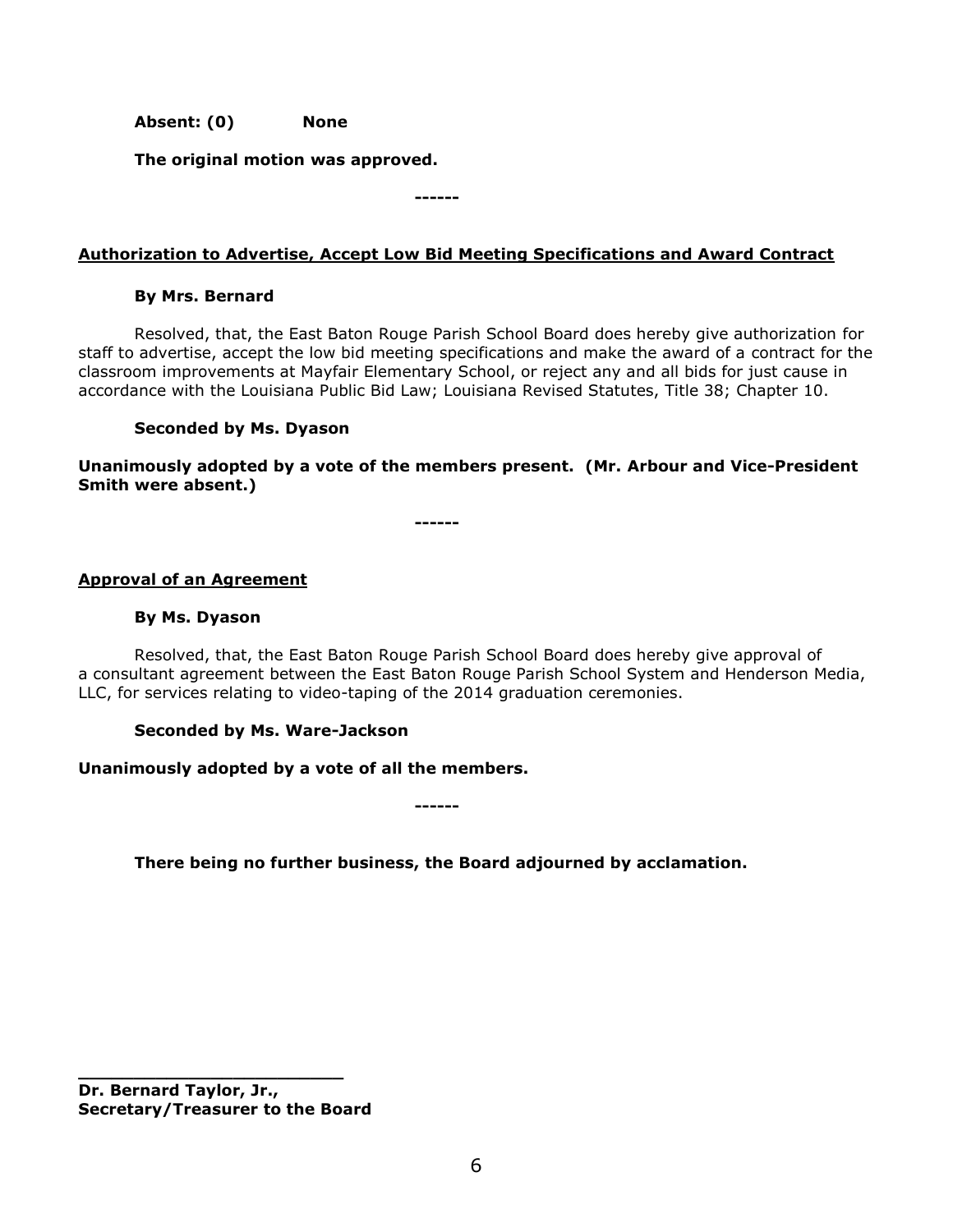**Absent: (0) None**

**The original motion was approved.**

**------**

**Authorization to Advertise, Accept Low Bid Meeting Specifications and Award Contract**

**By Mrs. Bernard**

Resolved, that, the East Baton Rouge Parish School Board does hereby give authorization for staff to advertise, accept the low bid meeting specifications and make the award of a contract for the classroom improvements at Mayfair Elementary School, or reject any and all bids for just cause in accordance with the Louisiana Public Bid Law; Louisiana Revised Statutes, Title 38; Chapter 10.

**Seconded by Ms. Dyason**

**Unanimously adopted by a vote of the members present. (Mr. Arbour and Vice-President Smith were absent.)**

**------**

**Approval of an Agreement**

**By Ms. Dyason**

Resolved, that, the East Baton Rouge Parish School Board does hereby give approval of a consultant agreement between the East Baton Rouge Parish School System and Henderson Media, LLC, for services relating to video-taping of the 2014 graduation ceremonies.

**Seconded by Ms. Ware-Jackson**

**Unanimously adopted by a vote of all the members.**

**------**

**There being no further business, the Board adjourned by acclamation.**

\_\_\_\_\_\_\_\_\_\_\_\_\_\_\_\_\_\_\_\_\_\_\_\_\_\_

**Dr. Bernard Taylor, Jr.,**
**Secretary/Treasurer to the Board**